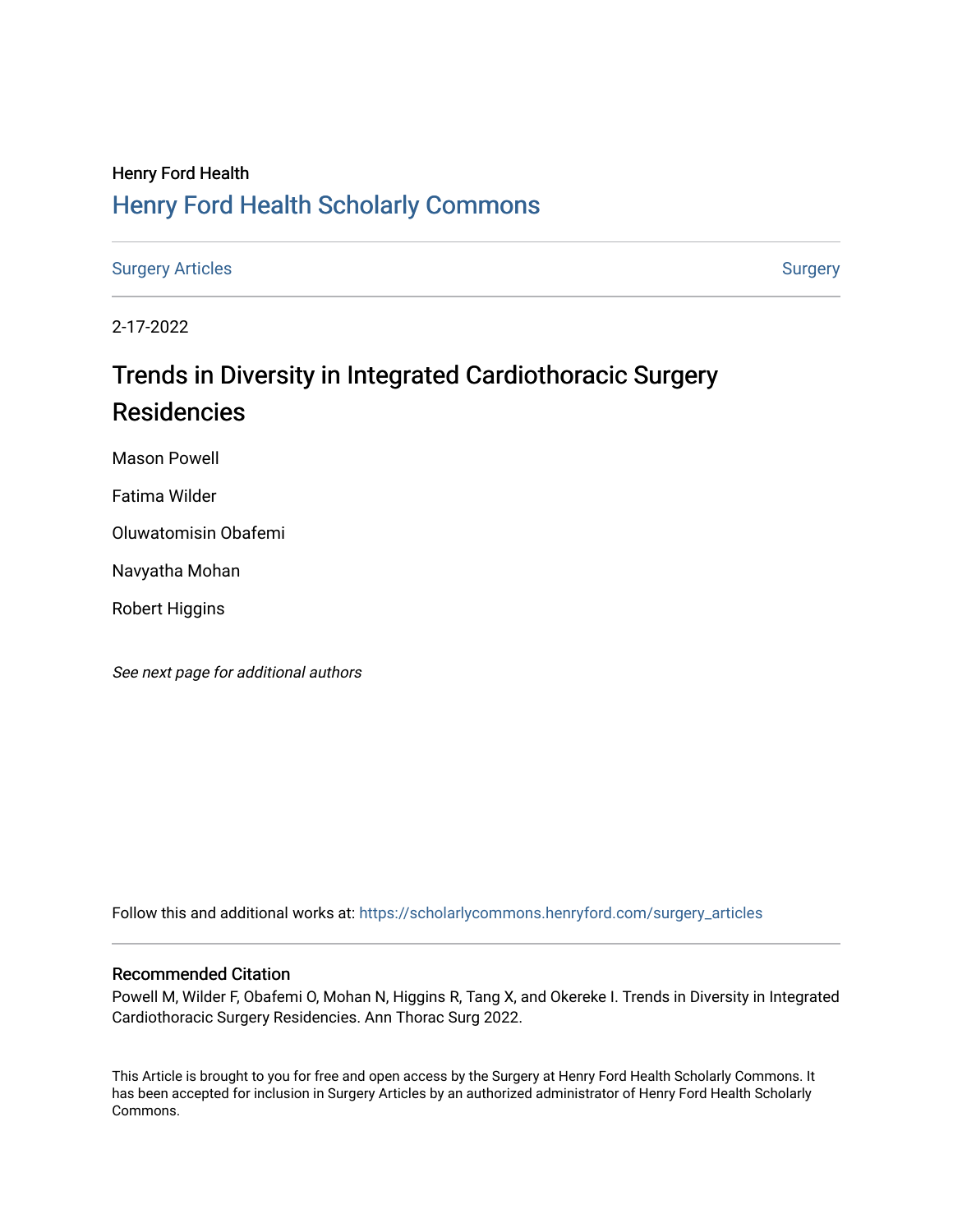Henry Ford Health

## Henry Ford Health Scholarly Commons

Surgery Articles

Surgery

2-17-2022

# Trends in Diversity in Integrated Cardiothoracic Surgery Residencies

Mason Powell

Fatima Wilder

Oluwatomisin Obafemi

Navyatha Mohan

Robert Higgins

*See next page for additional authors*

Follow this and additional works at: https://scholarlycommons.henryford.com/surgery_articles

### Recommended Citation

Powell M, Wilder F, Obafemi O, Mohan N, Higgins R, Tang X, and Okereke I. Trends in Diversity in Integrated Cardiothoracic Surgery Residencies. Ann Thorac Surg 2022.

This Article is brought to you for free and open access by the Surgery at Henry Ford Health Scholarly Commons. It has been accepted for inclusion in Surgery Articles by an authorized administrator of Henry Ford Health Scholarly Commons.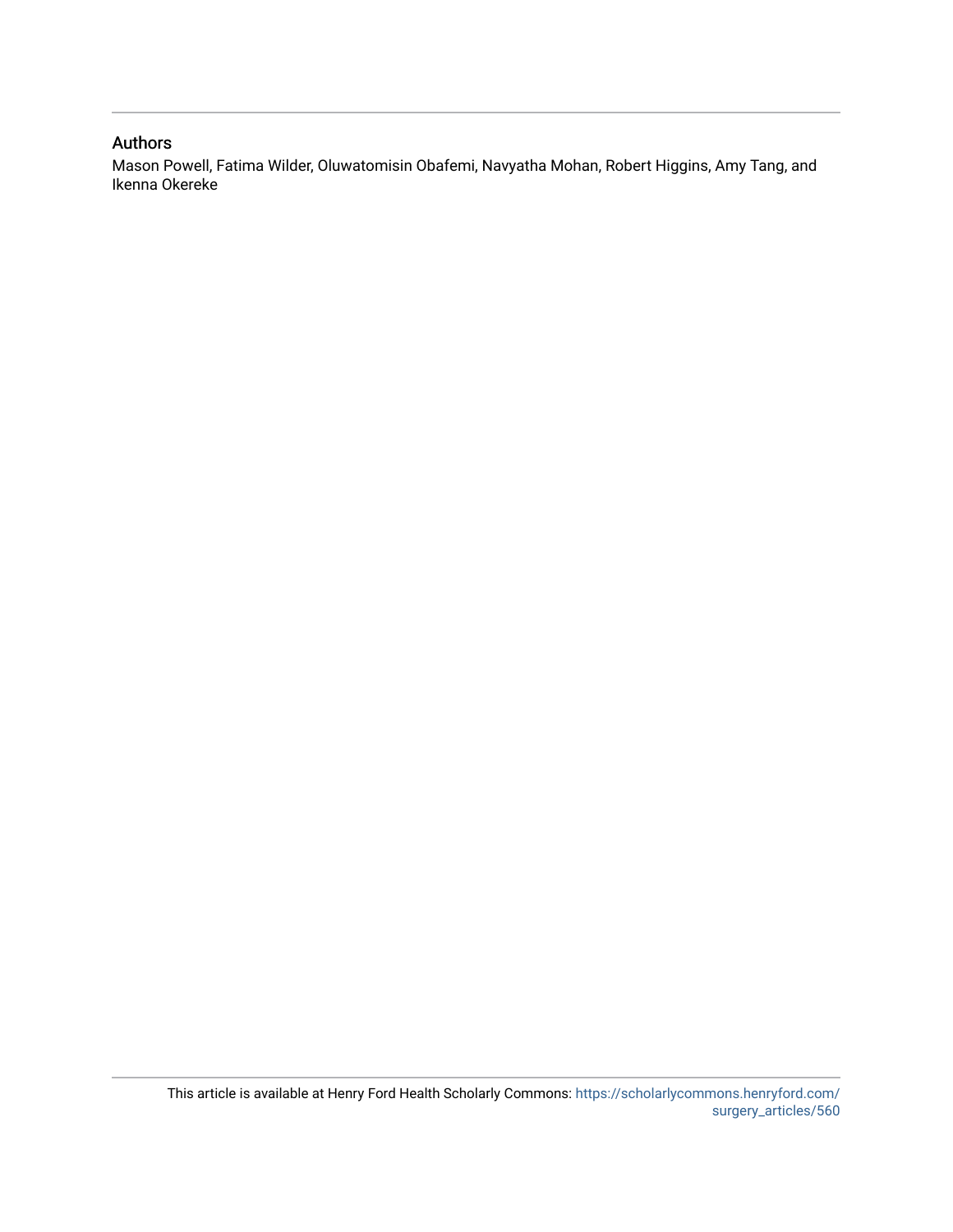## Authors

Mason Powell, Fatima Wilder, Oluwatomisin Obafemi, Navyatha Mohan, Robert Higgins, Amy Tang, and Ikenna Okereke

This article is available at Henry Ford Health Scholarly Commons: https://scholarlycommons.henryford.com/surgery_articles/560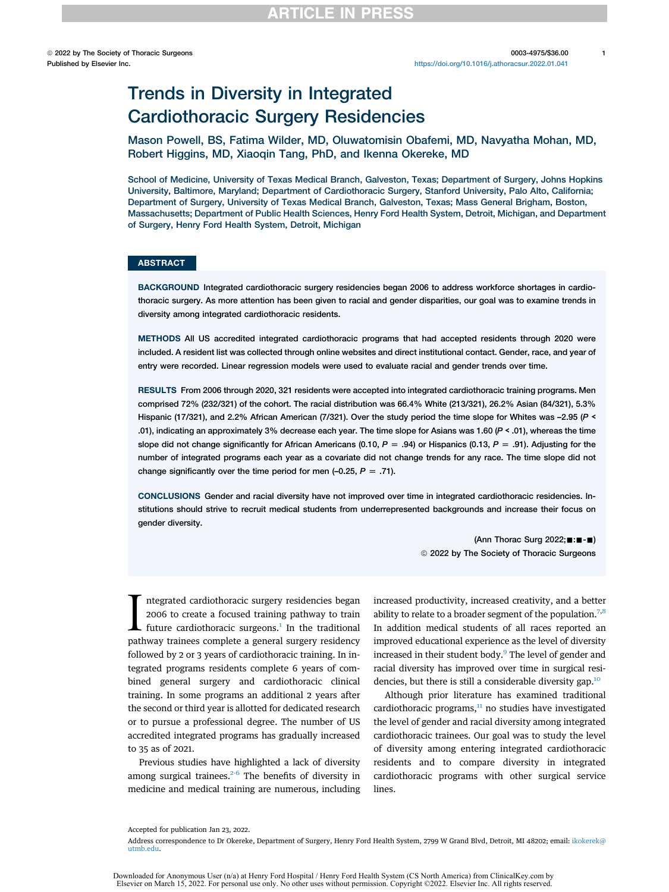# Trends in Diversity in Integrated Cardiothoracic Surgery Residencies

Mason Powell, BS, Fatima Wilder, MD, Oluwatomisin Obafemi, MD, Navyatha Mohan, MD, Robert Higgins, MD, Xiaoqin Tang, PhD, and Ikenna Okereke, MD

School of Medicine, University of Texas Medical Branch, Galveston, Texas; Department of Surgery, Johns Hopkins University, Baltimore, Maryland; Department of Cardiothoracic Surgery, Stanford University, Palo Alto, California; Department of Surgery, University of Texas Medical Branch, Galveston, Texas; Mass General Brigham, Boston, Massachusetts; Department of Public Health Sciences, Henry Ford Health System, Detroit, Michigan, and Department of Surgery, Henry Ford Health System, Detroit, Michigan

## ABSTRACT

**BACKGROUND** Integrated cardiothoracic surgery residencies began 2006 to address workforce shortages in cardiothoracic surgery. As more attention has been given to racial and gender disparities, our goal was to examine trends in diversity among integrated cardiothoracic residents.

**METHODS** All US accredited integrated cardiothoracic programs that had accepted residents through 2020 were included. A resident list was collected through online websites and direct institutional contact. Gender, race, and year of entry were recorded. Linear regression models were used to evaluate racial and gender trends over time.

**RESULTS** From 2006 through 2020, 321 residents were accepted into integrated cardiothoracic training programs. Men comprised 72% (232/321) of the cohort. The racial distribution was 66.4% White (213/321), 26.2% Asian (84/321), 5.3% Hispanic (17/321), and 2.2% African American (7/321). Over the study period the time slope for Whites was –2.95 ($P < .01$), indicating an approximately 3% decrease each year. The time slope for Asians was 1.60 ($P < .01$), whereas the time slope did not change significantly for African Americans (0.10, $P = .94$) or Hispanics (0.13, $P = .91$). Adjusting for the number of integrated programs each year as a covariate did not change trends for any race. The time slope did not change significantly over the time period for men (–0.25, $P = .71$).

**CONCLUSIONS** Gender and racial diversity have not improved over time in integrated cardiothoracic residencies. Institutions should strive to recruit medical students from underrepresented backgrounds and increase their focus on gender diversity.

© 2022 by The Society of Thoracic Surgeons

Integrated cardiothoracic surgery residencies began 2006 to create a focused training pathway to train future cardiothoracic surgeons.[1] In the traditional pathway trainees complete a general surgery residency followed by 2 or 3 years of cardiothoracic training. In integrated programs residents complete 6 years of combined general surgery and cardiothoracic clinical training. In some programs an additional 2 years after the second or third year is allotted for dedicated research or to pursue a professional degree. The number of US accredited integrated programs has gradually increased to 35 as of 2021.

Previous studies have highlighted a lack of diversity among surgical trainees.[2-6] The benefits of diversity in medicine and medical training are numerous, including increased productivity, increased creativity, and a better ability to relate to a broader segment of the population.[7,8] In addition medical students of all races reported an improved educational experience as the level of diversity increased in their student body.[9] The level of gender and racial diversity has improved over time in surgical residencies, but there is still a considerable diversity gap.[10]

Although prior literature has examined traditional cardiothoracic programs,[11] no studies have investigated the level of gender and racial diversity among integrated cardiothoracic trainees. Our goal was to study the level of diversity among entering integrated cardiothoracic residents and to compare diversity in integrated cardiothoracic programs with other surgical service lines.

Accepted for publication Jan 23, 2022.

Address correspondence to Dr Okereke, Department of Surgery, Henry Ford Health System, 2799 W Grand Blvd, Detroit, MI 48202; email: ikokerek@utmb.edu.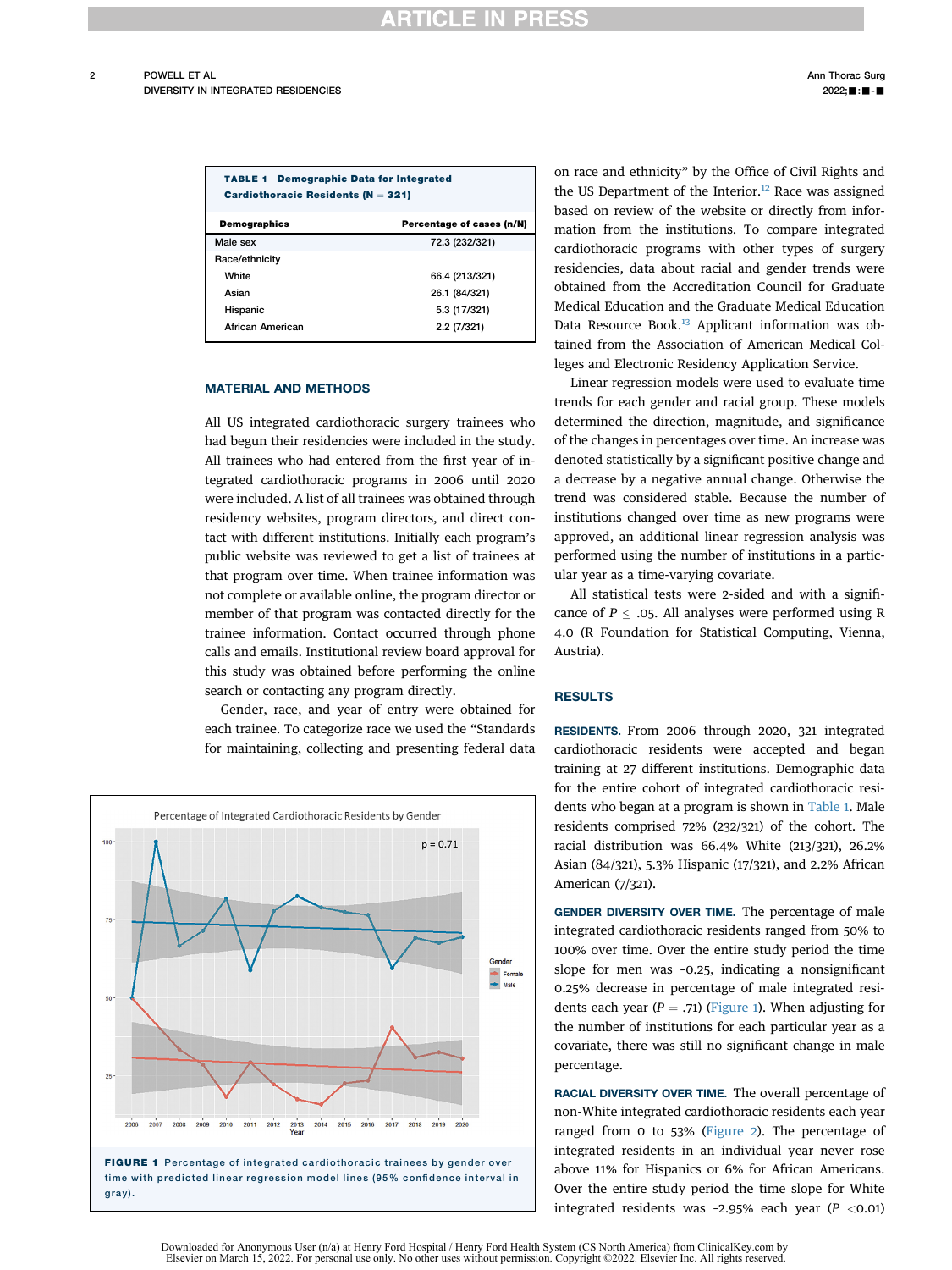**TABLE 1 Demographic Data for Integrated Cardiothoracic Residents (N = 321)**

| Demographics | Percentage of cases (n/N) |
|---|---|
| Male sex | 72.3 (232/321) |
| Race/ethnicity | |
| White | 66.4 (213/321) |
| Asian | 26.1 (84/321) |
| Hispanic | 5.3 (17/321) |
| African American | 2.2 (7/321) |

## MATERIAL AND METHODS

All US integrated cardiothoracic surgery trainees who had begun their residencies were included in the study. All trainees who had entered from the first year of integrated cardiothoracic programs in 2006 until 2020 were included. A list of all trainees was obtained through residency websites, program directors, and direct contact with different institutions. Initially each program's public website was reviewed to get a list of trainees at that program over time. When trainee information was not complete or available online, the program director or member of that program was contacted directly for the trainee information. Contact occurred through phone calls and emails. Institutional review board approval for this study was obtained before performing the online search or contacting any program directly.

Gender, race, and year of entry were obtained for each trainee. To categorize race we used the "Standards for maintaining, collecting and presenting federal data on race and ethnicity" by the Office of Civil Rights and the US Department of the Interior.[12] Race was assigned based on review of the website or directly from information from the institutions. To compare integrated cardiothoracic programs with other types of surgery residencies, data about racial and gender trends were obtained from the Accreditation Council for Graduate Medical Education and the Graduate Medical Education Data Resource Book.[13] Applicant information was obtained from the Association of American Medical Colleges and Electronic Residency Application Service.

Linear regression models were used to evaluate time trends for each gender and racial group. These models determined the direction, magnitude, and significance of the changes in percentages over time. An increase was denoted statistically by a significant positive change and a decrease by a negative annual change. Otherwise the trend was considered stable. Because the number of institutions changed over time as new programs were approved, an additional linear regression analysis was performed using the number of institutions in a particular year as a time-varying covariate.

All statistical tests were 2-sided and with a significance of $P \le .05$. All analyses were performed using R 4.0 (R Foundation for Statistical Computing, Vienna, Austria).

Percentage of Integrated Cardiothoracic Residents by Gender

p = 0.71

100
75
50
25

2006 2007 2008 2009 2010 2011 2012 2013 2014 2015 2016 2017 2018 2019 2020

Year

Gender
Female
Male

**FIGURE 1** Percentage of integrated cardiothoracic trainees by gender over time with predicted linear regression model lines (95% confidence interval in gray).

## RESULTS

**RESIDENTS.** From 2006 through 2020, 321 integrated cardiothoracic residents were accepted and began training at 27 different institutions. Demographic data for the entire cohort of integrated cardiothoracic residents who began at a program is shown in Table 1. Male residents comprised 72% (232/321) of the cohort. The racial distribution was 66.4% White (213/321), 26.2% Asian (84/321), 5.3% Hispanic (17/321), and 2.2% African American (7/321).

**GENDER DIVERSITY OVER TIME.** The percentage of male integrated cardiothoracic residents ranged from 50% to 100% over time. Over the entire study period the time slope for men was -0.25, indicating a nonsignificant 0.25% decrease in percentage of male integrated residents each year ($P = .71$) (Figure 1). When adjusting for the number of institutions for each particular year as a covariate, there was still no significant change in male percentage.

**RACIAL DIVERSITY OVER TIME.** The overall percentage of non-White integrated cardiothoracic residents each year ranged from 0 to 53% (Figure 2). The percentage of integrated residents in an individual year never rose above 11% for Hispanics or 6% for African Americans. Over the entire study period the time slope for White integrated residents was -2.95% each year ($P < 0.01$)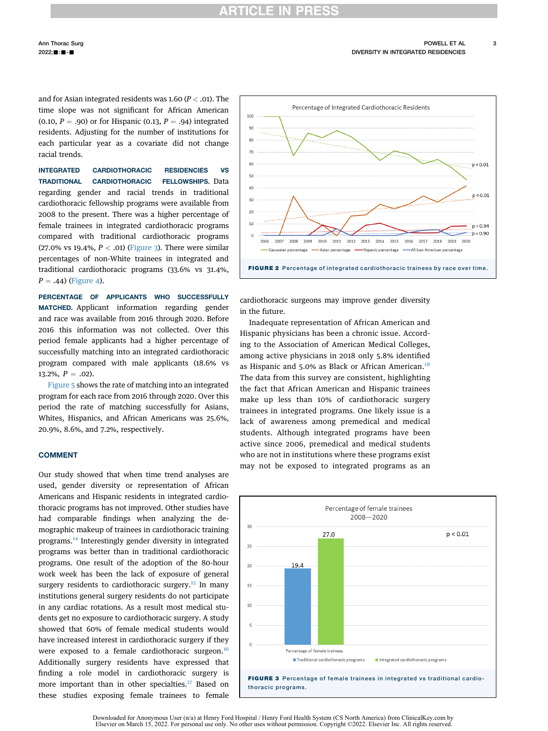and for Asian integrated residents was 1.60 ($P < .01$). The time slope was not significant for African American (0.10, $P = .90$) or for Hispanic (0.13, $P = .94$) integrated residents. Adjusting for the number of institutions for each particular year as a covariate did not change racial trends.

**INTEGRATED CARDIOTHORACIC RESIDENCIES VS TRADITIONAL CARDIOTHORACIC FELLOWSHIPS.** Data regarding gender and racial trends in traditional cardiothoracic fellowship programs were available from 2008 to the present. There was a higher percentage of female trainees in integrated cardiothoracic programs compared with traditional cardiothoracic programs (27.0% vs 19.4%, $P < .01$) (Figure 3). There were similar percentages of non-White trainees in integrated and traditional cardiothoracic programs (33.6% vs 31.4%, $P = .44$) (Figure 4).

**PERCENTAGE OF APPLICANTS WHO SUCCESSFULLY MATCHED.** Applicant information regarding gender and race was available from 2016 through 2020. Before 2016 this information was not collected. Over this period female applicants had a higher percentage of successfully matching into an integrated cardiothoracic program compared with male applicants (18.6% vs 13.2%, $P = .02$).

Figure 5 shows the rate of matching into an integrated program for each race from 2016 through 2020. Over this period the rate of matching successfully for Asians, Whites, Hispanics, and African Americans was 25.6%, 20.9%, 8.6%, and 7.2%, respectively.

## COMMENT

Our study showed that when time trend analyses are used, gender diversity or representation of African Americans and Hispanic residents in integrated cardiothoracic programs has not improved. Other studies have had comparable findings when analyzing the demographic makeup of trainees in cardiothoracic training programs.[14] Interestingly gender diversity in integrated programs was better than in traditional cardiothoracic programs. One result of the adoption of the 80-hour work week has been the lack of exposure of general surgery residents to cardiothoracic surgery.[15] In many institutions general surgery residents do not participate in any cardiac rotations. As a result most medical students get no exposure to cardiothoracic surgery. A study showed that 60% of female medical students would have increased interest in cardiothoracic surgery if they were exposed to a female cardiothoracic surgeon.[16] Additionally surgery residents have expressed that finding a role model in cardiothoracic surgery is more important than in other specialties.[17] Based on these studies exposing female trainees to female cardiothoracic surgeons may improve gender diversity in the future.

Inadequate representation of African American and Hispanic physicians has been a chronic issue. According to the Association of American Medical Colleges, among active physicians in 2018 only 5.8% identified as Hispanic and 5.0% as Black or African American.[18] The data from this survey are consistent, highlighting the fact that African American and Hispanic trainees make up less than 10% of cardiothoracic surgery trainees in integrated programs. One likely issue is a lack of awareness among premedical and medical students. Although integrated programs have been active since 2006, premedical and medical students who are not in institutions where these programs exist may not be exposed to integrated programs as an

Percentage of Integrated Cardiothoracic Residents

100
90
80
70
60
50
40
30
20
10
0

2006 2007 2008 2009 2010 2011 2012 2013 2014 2015 2016 2017 2018 2019 2020

p < 0.01
p < 0.01
p = 0.94
p = 0.90

Caucasian percentage — Asian percentage — Hispanic percentage — African American percentage

**FIGURE 2** Percentage of integrated cardiothoracic trainees by race over time.

Percentage of female trainees
2008—2020

30
25
20
15
10
5
0

19.4
27.0

p < 0.01

Percentage of female trainees

Traditional cardiothoracic programs  Integrated cardiothoracic programs

**FIGURE 3** Percentage of female trainees in integrated vs traditional cardiothoracic programs.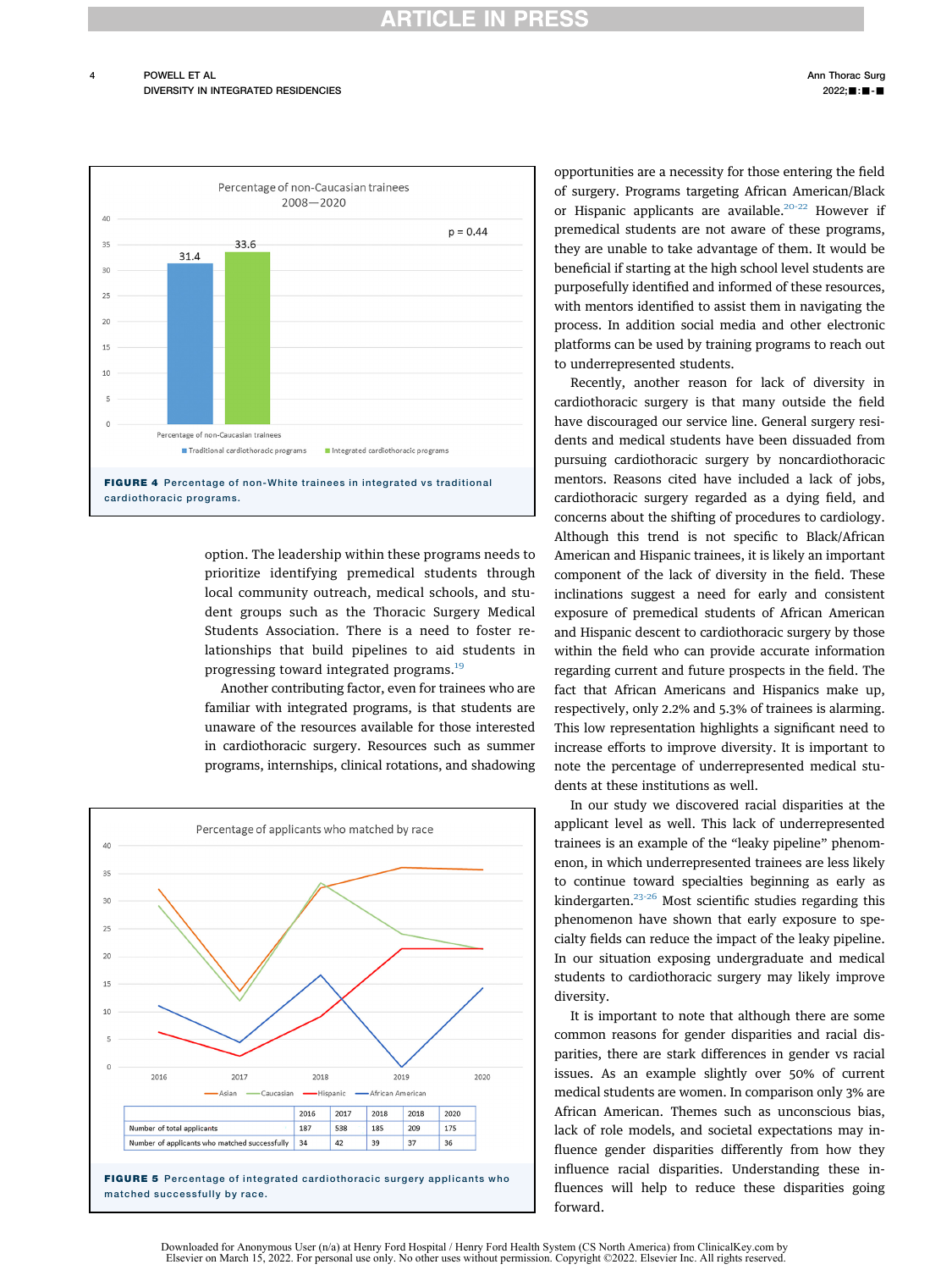Percentage of non-Caucasian trainees
2008—2020

40
35
30
25
20
15
10
5
0

p = 0.44

31.4
33.6

Percentage of non-Caucasian trainees

Traditional cardiothoracic programs
Integrated cardiothoracic programs

**FIGURE 4** Percentage of non-White trainees in integrated vs traditional cardiothoracic programs.

option. The leadership within these programs needs to prioritize identifying premedical students through local community outreach, medical schools, and student groups such as the Thoracic Surgery Medical Students Association. There is a need to foster relationships that build pipelines to aid students in progressing toward integrated programs.[19]

Another contributing factor, even for trainees who are familiar with integrated programs, is that students are unaware of the resources available for those interested in cardiothoracic surgery. Resources such as summer programs, internships, clinical rotations, and shadowing opportunities are a necessity for those entering the field of surgery. Programs targeting African American/Black or Hispanic applicants are available.[20-22] However if premedical students are not aware of these programs, they are unable to take advantage of them. It would be beneficial if starting at the high school level students are purposefully identified and informed of these resources, with mentors identified to assist them in navigating the process. In addition social media and other electronic platforms can be used by training programs to reach out to underrepresented students.

Recently, another reason for lack of diversity in cardiothoracic surgery is that many outside the field have discouraged our service line. General surgery residents and medical students have been dissuaded from pursuing cardiothoracic surgery by noncardiothoracic mentors. Reasons cited have included a lack of jobs, cardiothoracic surgery regarded as a dying field, and concerns about the shifting of procedures to cardiology. Although this trend is not specific to Black/African American and Hispanic trainees, it is likely an important component of the lack of diversity in the field. These inclinations suggest a need for early and consistent exposure of premedical students of African American and Hispanic descent to cardiothoracic surgery by those within the field who can provide accurate information regarding current and future prospects in the field. The fact that African Americans and Hispanics make up, respectively, only 2.2% and 5.3% of trainees is alarming. This low representation highlights a significant need to increase efforts to improve diversity. It is important to note the percentage of underrepresented medical students at these institutions as well.

In our study we discovered racial disparities at the applicant level as well. This lack of underrepresented trainees is an example of the "leaky pipeline" phenomenon, in which underrepresented trainees are less likely to continue toward specialties beginning as early as kindergarten.[23-26] Most scientific studies regarding this phenomenon have shown that early exposure to specialty fields can reduce the impact of the leaky pipeline. In our situation exposing undergraduate and medical students to cardiothoracic surgery may likely improve diversity.

It is important to note that although there are some common reasons for gender disparities and racial disparities, there are stark differences in gender vs racial issues. As an example slightly over 50% of current medical students are women. In comparison only 3% are African American. Themes such as unconscious bias, lack of role models, and societal expectations may influence gender disparities differently from how they influence racial disparities. Understanding these influences will help to reduce these disparities going forward.

Percentage of applicants who matched by race

40
35
30
25
20
15
10
5
0

2016 2017 2018 2019 2020

Asian Caucasian Hispanic African American

| | 2016 | 2017 | 2018 | 2018 | 2020 |
|---|---|---|---|---|---|
| Number of total applicants | 187 | 538 | 185 | 209 | 175 |
| Number of applicants who matched successfully | 34 | 42 | 39 | 37 | 36 |

**FIGURE 5** Percentage of integrated cardiothoracic surgery applicants who matched successfully by race.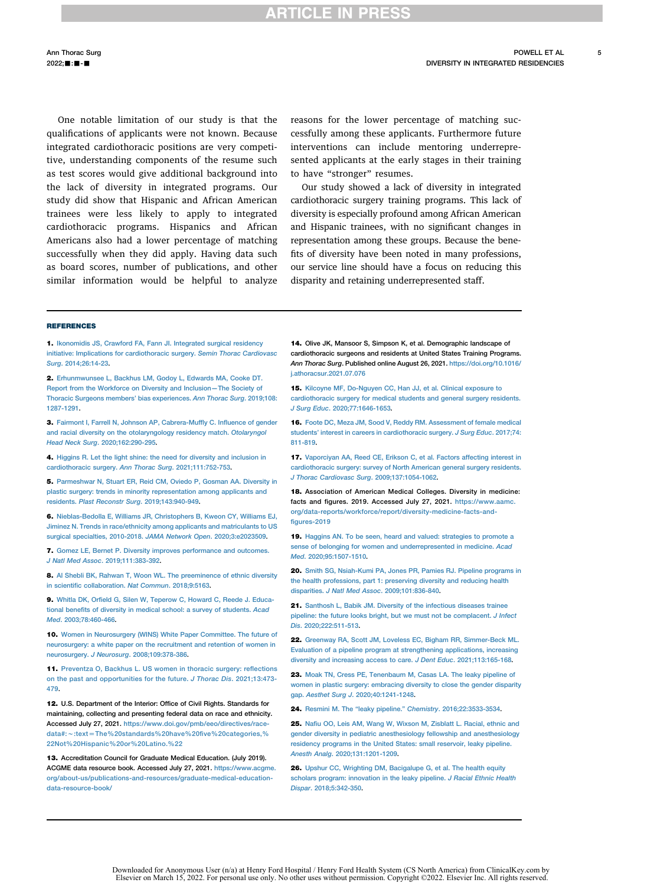One notable limitation of our study is that the qualifications of applicants were not known. Because integrated cardiothoracic positions are very competitive, understanding components of the resume such as test scores would give additional background into the lack of diversity in integrated programs. Our study did show that Hispanic and African American trainees were less likely to apply to integrated cardiothoracic programs. Hispanics and African Americans also had a lower percentage of matching successfully when they did apply. Having data such as board scores, number of publications, and other similar information would be helpful to analyze reasons for the lower percentage of matching successfully among these applicants. Furthermore future interventions can include mentoring underrepresented applicants at the early stages in their training to have "stronger" resumes.

Our study showed a lack of diversity in integrated cardiothoracic surgery training programs. This lack of diversity is especially profound among African American and Hispanic trainees, with no significant changes in representation among these groups. Because the benefits of diversity have been noted in many professions, our service line should have a focus on reducing this disparity and retaining underrepresented staff.

## REFERENCES

1. Ikonomidis JS, Crawford FA, Fann JI. Integrated surgical residency initiative: Implications for cardiothoracic surgery. *Semin Thorac Cardiovasc Surg*. 2014;26:14-23.
2. Erhunmwunsee L, Backhus LM, Godoy L, Edwards MA, Cooke DT. Report from the Workforce on Diversity and Inclusion—The Society of Thoracic Surgeons members' bias experiences. *Ann Thorac Surg*. 2019;108:1287-1291.
3. Fairmont I, Farrell N, Johnson AP, Cabrera-Muffly C. Influence of gender and racial diversity on the otolaryngology residency match. *Otolaryngol Head Neck Surg*. 2020;162:290-295.
4. Higgins R. Let the light shine: the need for diversity and inclusion in cardiothoracic surgery. *Ann Thorac Surg*. 2021;111:752-753.
5. Parmeshwar N, Stuart ER, Reid CM, Oviedo P, Gosman AA. Diversity in plastic surgery: trends in minority representation among applicants and residents. *Plast Reconstr Surg*. 2019;143:940-949.
6. Nieblas-Bedolla E, Williams JR, Christophers B, Kweon CY, Williams EJ, Jiminez N. Trends in race/ethnicity among applicants and matriculants to US surgical specialties, 2010-2018. *JAMA Network Open*. 2020;3:e2023509.
7. Gomez LE, Bernet P. Diversity improves performance and outcomes. *J Natl Med Assoc*. 2019;111:383-392.
8. Al Shebli BK, Rahwan T, Woon WL. The preeminence of ethnic diversity in scientific collaboration. *Nat Commun*. 2018;9:5163.
9. Whitla DK, Orfield G, Silen W, Teperow C, Howard C, Reede J. Educational benefits of diversity in medical school: a survey of students. *Acad Med*. 2003;78:460-466.
10. Women in Neurosurgery (WINS) White Paper Committee. The future of neurosurgery: a white paper on the recruitment and retention of women in neurosurgery. *J Neurosurg*. 2008;109:378-386.
11. Preventza O, Backhus L. US women in thoracic surgery: reflections on the past and opportunities for the future. *J Thorac Dis*. 2021;13:473-479.
12. U.S. Department of the Interior: Office of Civil Rights. Standards for maintaining, collecting and presenting federal data on race and ethnicity. Accessed July 27, 2021. https://www.doi.gov/pmb/eeo/directives/race-data#:~:text=The%20standards%20have%20five%20categories,%22Not%20Hispanic%20or%20Latino.%22
13. Accreditation Council for Graduate Medical Education. (July 2019). ACGME data resource book. Accessed July 27, 2021. https://www.acgme.org/about-us/publications-and-resources/graduate-medical-education-data-resource-book/
14. Olive JK, Mansoor S, Simpson K, et al. Demographic landscape of cardiothoracic surgeons and residents at United States Training Programs. *Ann Thorac Surg*. Published online August 26, 2021. https://doi.org/10.1016/j.athoracsur.2021.07.076
15. Kilcoyne MF, Do-Nguyen CC, Han JJ, et al. Clinical exposure to cardiothoracic surgery for medical students and general surgery residents. *J Surg Educ*. 2020;77:1646-1653.
16. Foote DC, Meza JM, Sood V, Reddy RM. Assessment of female medical students' interest in careers in cardiothoracic surgery. *J Surg Educ*. 2017;74:811-819.
17. Vaporciyan AA, Reed CE, Erikson C, et al. Factors affecting interest in cardiothoracic surgery: survey of North American general surgery residents. *J Thorac Cardiovasc Surg*. 2009;137:1054-1062.
18. Association of American Medical Colleges. Diversity in medicine: facts and figures. 2019. Accessed July 27, 2021. https://www.aamc.org/data-reports/workforce/report/diversity-medicine-facts-and-figures-2019
19. Haggins AN. To be seen, heard and valued: strategies to promote a sense of belonging for women and underrepresented in medicine. *Acad Med*. 2020;95:1507-1510.
20. Smith SG, Nsiah-Kumi PA, Jones PR, Pamies RJ. Pipeline programs in the health professions, part 1: preserving diversity and reducing health disparities. *J Natl Med Assoc*. 2009;101:836-840.
21. Santhosh L, Babik JM. Diversity of the infectious diseases trainee pipeline: the future looks bright, but we must not be complacent. *J Infect Dis*. 2020;222:511-513.
22. Greenway RA, Scott JM, Loveless EC, Bigham RR, Simmer-Beck ML. Evaluation of a pipeline program at strengthening applications, increasing diversity and increasing access to care. *J Dent Educ*. 2021;113:165-168.
23. Moak TN, Cress PE, Tenenbaum M, Casas LA. The leaky pipeline of women in plastic surgery: embracing diversity to close the gender disparity gap. *Aesthet Surg J*. 2020;40:1241-1248.
24. Resmini M. The "leaky pipeline." *Chemistry*. 2016;22:3533-3534.
25. Nafiu OO, Leis AM, Wang W, Wixson M, Zisblatt L. Racial, ethnic and gender diversity in pediatric anesthesiology fellowship and anesthesiology residency programs in the United States: small reservoir, leaky pipeline. *Anesth Analg*. 2020;131:1201-1209.
26. Upshur CC, Wrighting DM, Bacigalupe G, et al. The health equity scholars program: innovation in the leaky pipeline. *J Racial Ethnic Health Dispar*. 2018;5:342-350.